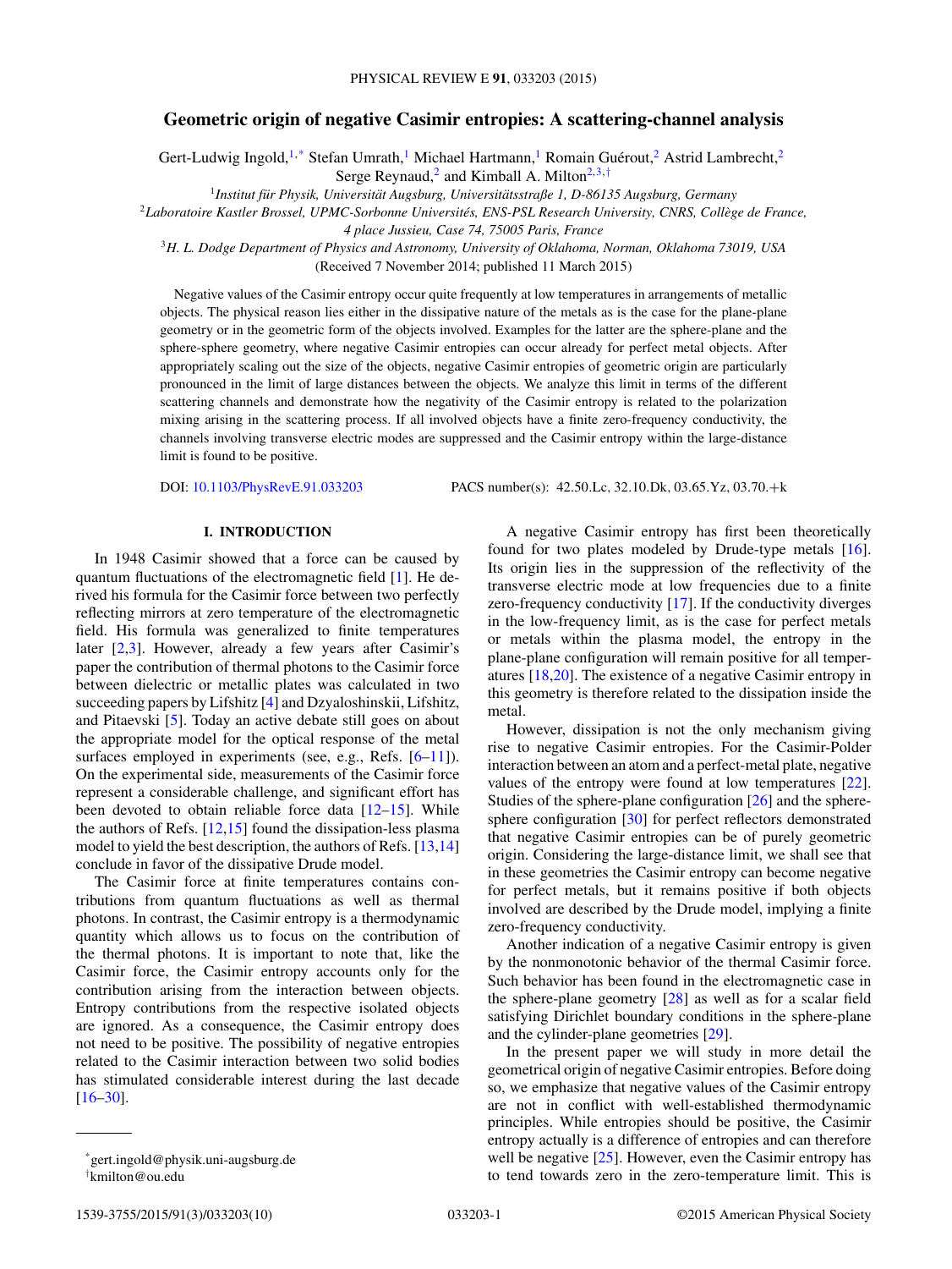# Geometric origin of negative Casimir entropies: A scattering-channel analysis

Gert-Ludwig Ingold,[1,*] Stefan Umrath,[1] Michael Hartmann,[1] Romain Guérout,[2] Astrid Lambrecht,[2] Serge Reynaud,[2] and Kimball A. Milton[2,3,†]

[1]Institut für Physik, Universität Augsburg, Universitätsstraße 1, D-86135 Augsburg, Germany

[2]Laboratoire Kastler Brossel, UPMC-Sorbonne Universités, ENS-PSL Research University, CNRS, Collège de France, 4 place Jussieu, Case 74, 75005 Paris, France

[3]H. L. Dodge Department of Physics and Astronomy, University of Oklahoma, Norman, Oklahoma 73019, USA

(Received 7 November 2014; published 11 March 2015)

Negative values of the Casimir entropy occur quite frequently at low temperatures in arrangements of metallic objects. The physical reason lies either in the dissipative nature of the metals as is the case for the plane-plane geometry or in the geometric form of the objects involved. Examples for the latter are the sphere-plane and the sphere-sphere geometry, where negative Casimir entropies can occur already for perfect metal objects. After appropriately scaling out the size of the objects, negative Casimir entropies of geometric origin are particularly pronounced in the limit of large distances between the objects. We analyze this limit in terms of the different scattering channels and demonstrate how the negativity of the Casimir entropy is related to the polarization mixing arising in the scattering process. If all involved objects have a finite zero-frequency conductivity, the channels involving transverse electric modes are suppressed and the Casimir entropy within the large-distance limit is found to be positive.

DOI: 10.1103/PhysRevE.91.033203 PACS number(s): 42.50.Lc, 32.10.Dk, 03.65.Yz, 03.70.+k

## I. INTRODUCTION

In 1948 Casimir showed that a force can be caused by quantum fluctuations of the electromagnetic field [1]. He derived his formula for the Casimir force between two perfectly reflecting mirrors at zero temperature of the electromagnetic field. His formula was generalized to finite temperatures later [2,3]. However, already a few years after Casimir's paper the contribution of thermal photons to the Casimir force between dielectric or metallic plates was calculated in two succeeding papers by Lifshitz [4] and Dzyaloshinskii, Lifshitz, and Pitaevski [5]. Today an active debate still goes on about the appropriate model for the optical response of the metal surfaces employed in experiments (see, e.g., Refs. [6–11]). On the experimental side, measurements of the Casimir force represent a considerable challenge, and significant effort has been devoted to obtain reliable force data [12–15]. While the authors of Refs. [12,15] found the dissipation-less plasma model to yield the best description, the authors of Refs. [13,14] conclude in favor of the dissipative Drude model.

The Casimir force at finite temperatures contains contributions from quantum fluctuations as well as thermal photons. In contrast, the Casimir entropy is a thermodynamic quantity which allows us to focus on the contribution of the thermal photons. It is important to note that, like the Casimir force, the Casimir entropy accounts only for the contribution arising from the interaction between objects. Entropy contributions from the respective isolated objects are ignored. As a consequence, the Casimir entropy does not need to be positive. The possibility of negative entropies related to the Casimir interaction between two solid bodies has stimulated considerable interest during the last decade [16–30].

A negative Casimir entropy has first been theoretically found for two plates modeled by Drude-type metals [16]. Its origin lies in the suppression of the reflectivity of the transverse electric mode at low frequencies due to a finite zero-frequency conductivity [17]. If the conductivity diverges in the low-frequency limit, as is the case for perfect metals or metals within the plasma model, the entropy in the plane-plane configuration will remain positive for all temperatures [18,20]. The existence of a negative Casimir entropy in this geometry is therefore related to the dissipation inside the metal.

However, dissipation is not the only mechanism giving rise to negative Casimir entropies. For the Casimir-Polder interaction between an atom and a perfect-metal plate, negative values of the entropy were found at low temperatures [22]. Studies of the sphere-plane configuration [26] and the sphere-sphere configuration [30] for perfect reflectors demonstrated that negative Casimir entropies can be of purely geometric origin. Considering the large-distance limit, we shall see that in these geometries the Casimir entropy can become negative for perfect metals, but it remains positive if both objects involved are described by the Drude model, implying a finite zero-frequency conductivity.

Another indication of a negative Casimir entropy is given by the nonmonotonic behavior of the thermal Casimir force. Such behavior has been found in the electromagnetic case in the sphere-plane geometry [28] as well as for a scalar field satisfying Dirichlet boundary conditions in the sphere-plane and the cylinder-plane geometries [29].

In the present paper we will study in more detail the geometrical origin of negative Casimir entropies. Before doing so, we emphasize that negative values of the Casimir entropy are not in conflict with well-established thermodynamic principles. While entropies should be positive, the Casimir entropy actually is a difference of entropies and can therefore well be negative [25]. However, even the Casimir entropy has to tend towards zero in the zero-temperature limit. This is

*gert.ingold@physik.uni-augsburg.de

†kmilton@ou.edu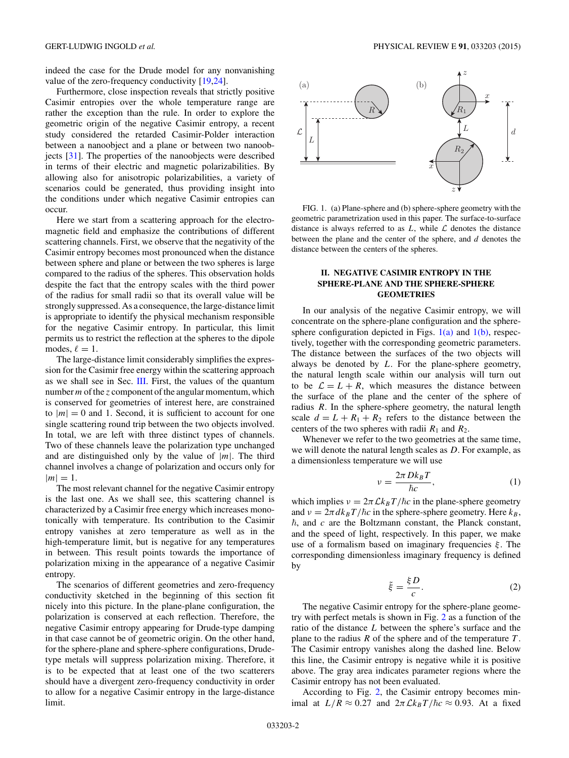indeed the case for the Drude model for any nonvanishing value of the zero-frequency conductivity [19,24].

Furthermore, close inspection reveals that strictly positive Casimir entropies over the whole temperature range are rather the exception than the rule. In order to explore the geometric origin of the negative Casimir entropy, a recent study considered the retarded Casimir-Polder interaction between a nanoobject and a plane or between two nanoobjects [31]. The properties of the nanoobjects were described in terms of their electric and magnetic polarizabilities. By allowing also for anisotropic polarizabilities, a variety of scenarios could be generated, thus providing insight into the conditions under which negative Casimir entropies can occur.

Here we start from a scattering approach for the electromagnetic field and emphasize the contributions of different scattering channels. First, we observe that the negativity of the Casimir entropy becomes most pronounced when the distance between sphere and plane or between the two spheres is large compared to the radius of the spheres. This observation holds despite the fact that the entropy scales with the third power of the radius for small radii so that its overall value will be strongly suppressed. As a consequence, the large-distance limit is appropriate to identify the physical mechanism responsible for the negative Casimir entropy. In particular, this limit permits us to restrict the reflection at the spheres to the dipole modes, $\ell = 1$.

The large-distance limit considerably simplifies the expression for the Casimir free energy within the scattering approach as we shall see in Sec. III. First, the values of the quantum number $m$ of the $z$ component of the angular momentum, which is conserved for geometries of interest here, are constrained to $|m| = 0$ and 1. Second, it is sufficient to account for one single scattering round trip between the two objects involved. In total, we are left with three distinct types of channels. Two of these channels leave the polarization type unchanged and are distinguished only by the value of $|m|$. The third channel involves a change of polarization and occurs only for $|m| = 1$.

The most relevant channel for the negative Casimir entropy is the last one. As we shall see, this scattering channel is characterized by a Casimir free energy which increases monotonically with temperature. Its contribution to the Casimir entropy vanishes at zero temperature as well as in the high-temperature limit, but is negative for any temperatures in between. This result points towards the importance of polarization mixing in the appearance of a negative Casimir entropy.

The scenarios of different geometries and zero-frequency conductivity sketched in the beginning of this section fit nicely into this picture. In the plane-plane configuration, the polarization is conserved at each reflection. Therefore, the negative Casimir entropy appearing for Drude-type damping in that case cannot be of geometric origin. On the other hand, for the sphere-plane and sphere-sphere configurations, Drude-type metals will suppress polarization mixing. Therefore, it is to be expected that at least one of the two scatterers should have a divergent zero-frequency conductivity in order to allow for a negative Casimir entropy in the large-distance limit.

FIG. 1. (a) Plane-sphere and (b) sphere-sphere geometry with the geometric parametrization used in this paper. The surface-to-surface distance is always referred to as $L$, while $\mathcal{L}$ denotes the distance between the plane and the center of the sphere, and $d$ denotes the distance between the centers of the spheres.

## II. NEGATIVE CASIMIR ENTROPY IN THE SPHERE-PLANE AND THE SPHERE-SPHERE GEOMETRIES

In our analysis of the negative Casimir entropy, we will concentrate on the sphere-plane configuration and the sphere-sphere configuration depicted in Figs. 1(a) and 1(b), respectively, together with the corresponding geometric parameters. The distance between the surfaces of the two objects will always be denoted by $L$. For the plane-sphere geometry, the natural length scale within our analysis will turn out to be $\mathcal{L} = L + R$, which measures the distance between the surface of the plane and the center of the sphere of radius $R$. In the sphere-sphere geometry, the natural length scale $d = L + R_1 + R_2$ refers to the distance between the centers of the two spheres with radii $R_1$ and $R_2$.

Whenever we refer to the two geometries at the same time, we will denote the natural length scales as $D$. For example, as a dimensionless temperature we will use

$$\nu = \frac{2\pi D k_B T}{\hbar c}, \tag{1}$$

which implies $\nu = 2\pi \mathcal{L} k_B T/\hbar c$ in the plane-sphere geometry and $\nu = 2\pi d k_B T/\hbar c$ in the sphere-sphere geometry. Here $k_B$, $\hbar$, and $c$ are the Boltzmann constant, the Planck constant, and the speed of light, respectively. In this paper, we make use of a formalism based on imaginary frequencies $\xi$. The corresponding dimensionless imaginary frequency is defined by

$$\tilde{\xi} = \frac{\xi D}{c}. \tag{2}$$

The negative Casimir entropy for the sphere-plane geometry with perfect metals is shown in Fig. 2 as a function of the ratio of the distance $L$ between the sphere's surface and the plane to the radius $R$ of the sphere and of the temperature $T$. The Casimir entropy vanishes along the dashed line. Below this line, the Casimir entropy is negative while it is positive above. The gray area indicates parameter regions where the Casimir entropy has not been evaluated.

According to Fig. 2, the Casimir entropy becomes minimal at $L/R \approx 0.27$ and $2\pi \mathcal{L} k_B T/\hbar c \approx 0.93$. At a fixed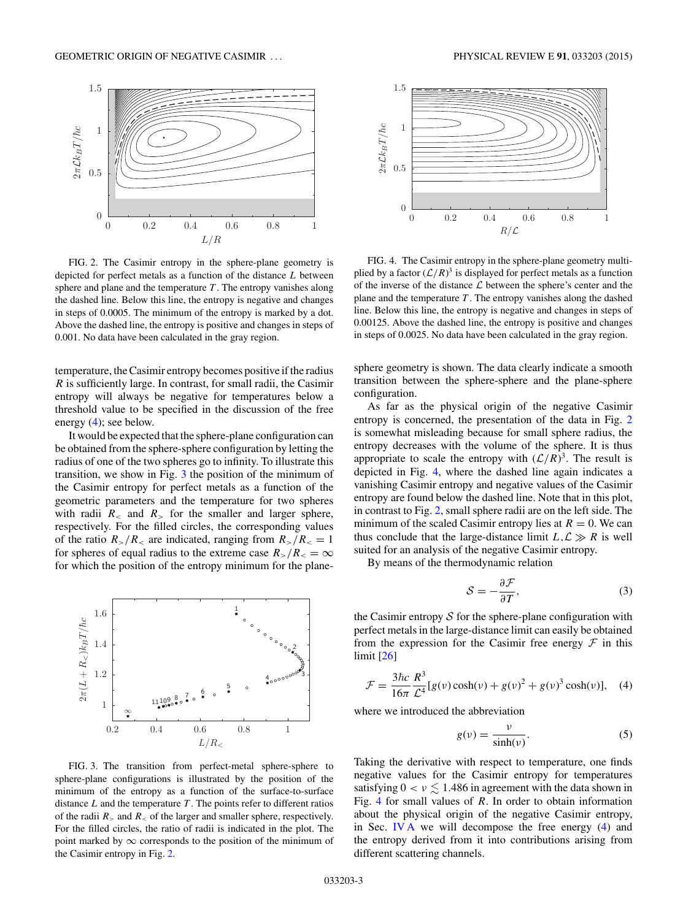FIG. 2. The Casimir entropy in the sphere-plane geometry is depicted for perfect metals as a function of the distance $L$ between sphere and plane and the temperature $T$. The entropy vanishes along the dashed line. Below this line, the entropy is negative and changes in steps of 0.0005. The minimum of the entropy is marked by a dot. Above the dashed line, the entropy is positive and changes in steps of 0.001. No data have been calculated in the gray region.

temperature, the Casimir entropy becomes positive if the radius $R$ is sufficiently large. In contrast, for small radii, the Casimir entropy will always be negative for temperatures below a threshold value to be specified in the discussion of the free energy (4); see below.

It would be expected that the sphere-plane configuration can be obtained from the sphere-sphere configuration by letting the radius of one of the two spheres go to infinity. To illustrate this transition, we show in Fig. 3 the position of the minimum of the Casimir entropy for perfect metals as a function of the geometric parameters and the temperature for two spheres with radii $R_<$ and $R_>$ for the smaller and larger sphere, respectively. For the filled circles, the corresponding values of the ratio $R_>/R_<$ are indicated, ranging from $R_>/R_< = 1$ for spheres of equal radius to the extreme case $R_>/R_< = \infty$ for which the position of the entropy minimum for the plane-sphere geometry is shown. The data clearly indicate a smooth transition between the sphere-sphere and the plane-sphere configuration.

FIG. 3. The transition from perfect-metal sphere-sphere to sphere-plane configurations is illustrated by the position of the minimum of the entropy as a function of the surface-to-surface distance $L$ and the temperature $T$. The points refer to different ratios of the radii $R_>$ and $R_<$ of the larger and smaller sphere, respectively. For the filled circles, the ratio of radii is indicated in the plot. The point marked by $\infty$ corresponds to the position of the minimum of the Casimir entropy in Fig. 2.

FIG. 4. The Casimir entropy in the sphere-plane geometry multiplied by a factor $(\mathcal{L}/R)^3$ is displayed for perfect metals as a function of the inverse of the distance $\mathcal{L}$ between the sphere's center and the plane and the temperature $T$. The entropy vanishes along the dashed line. Below this line, the entropy is negative and changes in steps of 0.00125. Above the dashed line, the entropy is positive and changes in steps of 0.0025. No data have been calculated in the gray region.

As far as the physical origin of the negative Casimir entropy is concerned, the presentation of the data in Fig. 2 is somewhat misleading because for small sphere radius, the entropy decreases with the volume of the sphere. It is thus appropriate to scale the entropy with $(\mathcal{L}/R)^3$. The result is depicted in Fig. 4, where the dashed line again indicates a vanishing Casimir entropy and negative values of the Casimir entropy are found below the dashed line. Note that in this plot, in contrast to Fig. 2, small sphere radii are on the left side. The minimum of the scaled Casimir entropy lies at $R = 0$. We can thus conclude that the large-distance limit $L,\mathcal{L} \gg R$ is well suited for an analysis of the negative Casimir entropy.

By means of the thermodynamic relation

$$\mathcal{S} = -\frac{\partial \mathcal{F}}{\partial T}, \tag{3}$$

the Casimir entropy $\mathcal{S}$ for the sphere-plane configuration with perfect metals in the large-distance limit can easily be obtained from the expression for the Casimir free energy $\mathcal{F}$ in this limit [26]

$$\mathcal{F} = \frac{3\hbar c}{16\pi}\frac{R^3}{\mathcal{L}^4}[g(\nu)\cosh(\nu) + g(\nu)^2 + g(\nu)^3\cosh(\nu)], \tag{4}$$

where we introduced the abbreviation

$$g(\nu) = \frac{\nu}{\sinh(\nu)}. \tag{5}$$

Taking the derivative with respect to temperature, one finds negative values for the Casimir entropy for temperatures satisfying $0 < \nu \lesssim 1.486$ in agreement with the data shown in Fig. 4 for small values of $R$. In order to obtain information about the physical origin of the negative Casimir entropy, in Sec. IV A we will decompose the free energy (4) and the entropy derived from it into contributions arising from different scattering channels.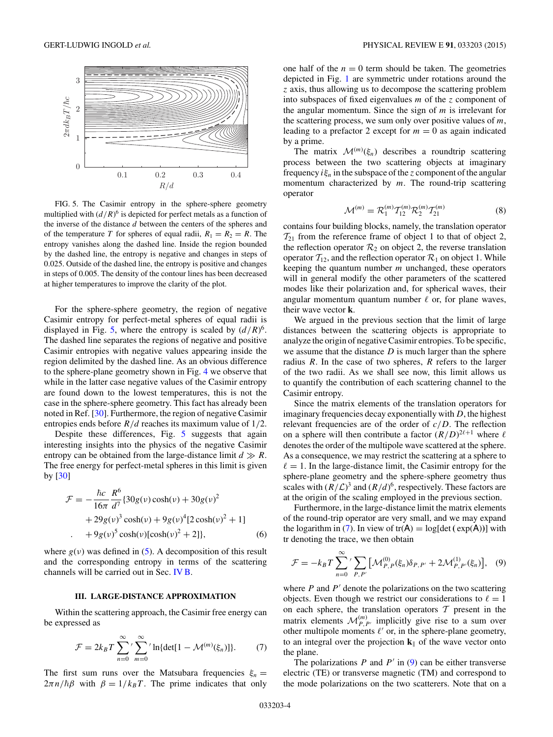FIG. 5. The Casimir entropy in the sphere-sphere geometry multiplied with $(d/R)^6$ is depicted for perfect metals as a function of the inverse of the distance $d$ between the centers of the spheres and of the temperature $T$ for spheres of equal radii, $R_1 = R_2 = R$. The entropy vanishes along the dashed line. Inside the region bounded by the dashed line, the entropy is negative and changes in steps of 0.025. Outside of the dashed line, the entropy is positive and changes in steps of 0.005. The density of the contour lines has been decreased at higher temperatures to improve the clarity of the plot.

For the sphere-sphere geometry, the region of negative Casimir entropy for perfect-metal spheres of equal radii is displayed in Fig. 5, where the entropy is scaled by $(d/R)^6$. The dashed line separates the regions of negative and positive Casimir entropies with negative values appearing inside the region delimited by the dashed line. As an obvious difference to the sphere-plane geometry shown in Fig. 4 we observe that while in the latter case negative values of the Casimir entropy are found down to the lowest temperatures, this is not the case in the sphere-sphere geometry. This fact has already been noted in Ref. [30]. Furthermore, the region of negative Casimir entropies ends before $R/d$ reaches its maximum value of 1/2.

Despite these differences, Fig. 5 suggests that again interesting insights into the physics of the negative Casimir entropy can be obtained from the large-distance limit $d \gg R$. The free energy for perfect-metal spheres in this limit is given by [30]

$$\mathcal{F} = -\frac{\hbar c}{16\pi}\frac{R^6}{d^7}\{30g(\nu)\cosh(\nu) + 30g(\nu)^2 + 29g(\nu)^3\cosh(\nu) + 9g(\nu)^4[2\cosh(\nu)^2 + 1] + 9g(\nu)^5\cosh(\nu)[\cosh(\nu)^2 + 2]\}, \tag{6}$$

where $g(\nu)$ was defined in (5). A decomposition of this result and the corresponding entropy in terms of the scattering channels will be carried out in Sec. IV B.

## III. LARGE-DISTANCE APPROXIMATION

Within the scattering approach, the Casimir free energy can be expressed as

$$\mathcal{F} = 2k_BT\sum_{n=0}^{\infty}{}'\sum_{m=0}^{\infty}{}'\ln\{\det[1 - \mathcal{M}^{(m)}(\xi_n)]\}. \tag{7}$$

The first sum runs over the Matsubara frequencies $\xi_n = 2\pi n/\hbar\beta$ with $\beta = 1/k_BT$. The prime indicates that only one half of the $n = 0$ term should be taken. The geometries depicted in Fig. 1 are symmetric under rotations around the $z$ axis, thus allowing us to decompose the scattering problem into subspaces of fixed eigenvalues $m$ of the $z$ component of the angular momentum. Since the sign of $m$ is irrelevant for the scattering process, we sum only over positive values of $m$, leading to a prefactor 2 except for $m = 0$ as again indicated by a prime.

The matrix $\mathcal{M}^{(m)}(\xi_n)$ describes a roundtrip scattering process between the two scattering objects at imaginary frequency $i\xi_n$ in the subspace of the $z$ component of the angular momentum characterized by $m$. The round-trip scattering operator

$$\mathcal{M}^{(m)} = \mathcal{R}_1^{(m)}\mathcal{T}_{12}^{(m)}\mathcal{R}_2^{(m)}\mathcal{T}_{21}^{(m)} \tag{8}$$

contains four building blocks, namely, the translation operator $\mathcal{T}_{21}$ from the reference frame of object 1 to that of object 2, the reflection operator $\mathcal{R}_2$ on object 2, the reverse translation operator $\mathcal{T}_{12}$, and the reflection operator $\mathcal{R}_1$ on object 1. While keeping the quantum number $m$ unchanged, these operators will in general modify the other parameters of the scattered modes like their polarization and, for spherical waves, their angular momentum quantum number $\ell$ or, for plane waves, their wave vector $\mathbf{k}$.

We argued in the previous section that the limit of large distances between the scattering objects is appropriate to analyze the origin of negative Casimir entropies. To be specific, we assume that the distance $D$ is much larger than the sphere radius $R$. In the case of two spheres, $R$ refers to the larger of the two radii. As we shall see now, this limit allows us to quantify the contribution of each scattering channel to the Casimir entropy.

Since the matrix elements of the translation operators for imaginary frequencies decay exponentially with $D$, the highest relevant frequencies are of the order of $c/D$. The reflection on a sphere will then contribute a factor $(R/D)^{2\ell+1}$ where $\ell$ denotes the order of the multipole wave scattered at the sphere. As a consequence, we may restrict the scattering at a sphere to $\ell = 1$. In the large-distance limit, the Casimir entropy for the sphere-plane geometry and the sphere-sphere geometry thus scales with $(R/\mathcal{L})^3$ and $(R/d)^6$, respectively. These factors are at the origin of the scaling employed in the previous section.

Furthermore, in the large-distance limit the matrix elements of the round-trip operator are very small, and we may expand the logarithm in (7). In view of $\mathrm{tr}(\mathsf{A}) = \log[\det(\exp(\mathsf{A}))]$ with tr denoting the trace, we then obtain

$$\mathcal{F} = -k_BT\sum_{n=0}^{\infty}{}'\sum_{P,P'}\left[\mathcal{M}_{P,P}^{(0)}(\xi_n)\delta_{P,P'} + 2\mathcal{M}_{P,P'}^{(1)}(\xi_n)\right], \tag{9}$$

where $P$ and $P'$ denote the polarizations on the two scattering objects. Even though we restrict our considerations to $\ell = 1$ on each sphere, the translation operators $\mathcal{T}$ present in the matrix elements $\mathcal{M}_{P,P'}^{(m)}$ implicitly give rise to a sum over other multipole moments $\ell'$ or, in the sphere-plane geometry, to an integral over the projection $\mathbf{k}_\parallel$ of the wave vector onto the plane.

The polarizations $P$ and $P'$ in (9) can be either transverse electric (TE) or transverse magnetic (TM) and correspond to the mode polarizations on the two scatterers. Note that on a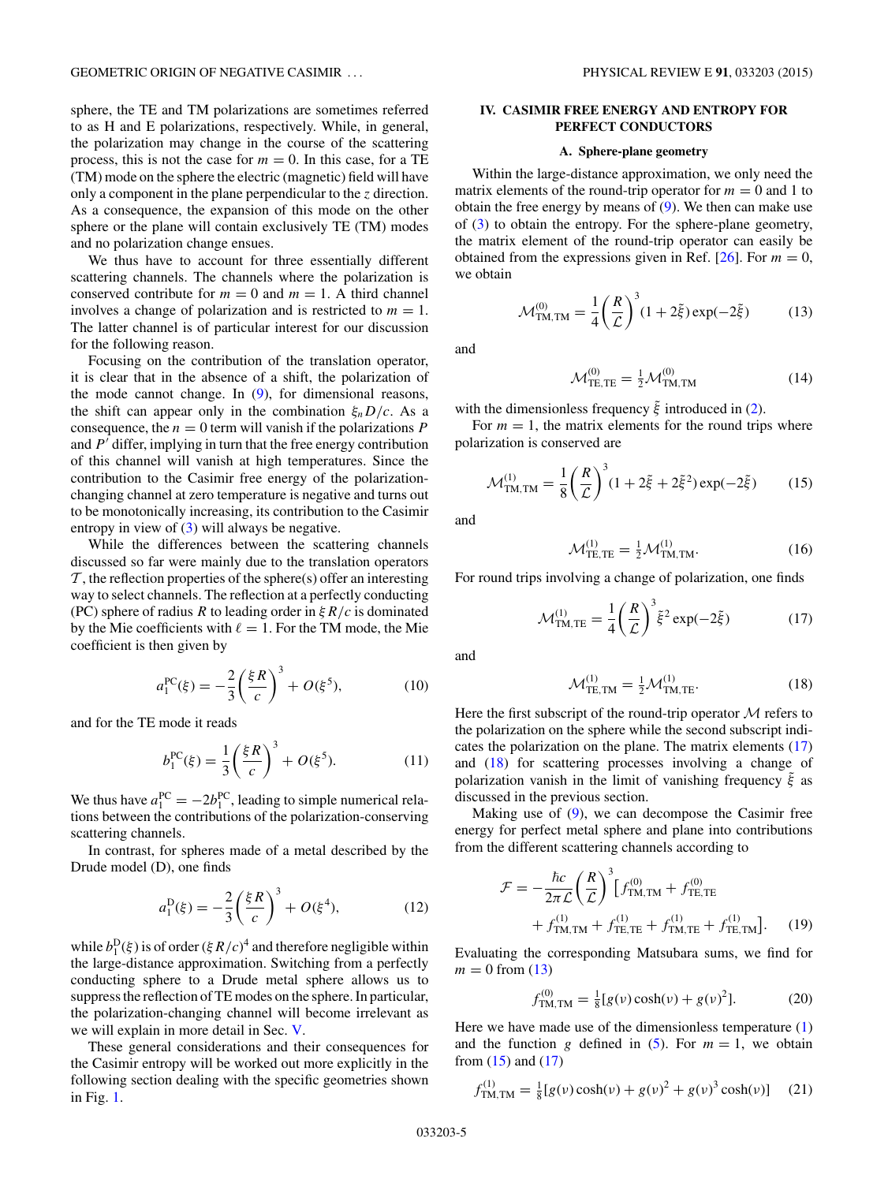sphere, the TE and TM polarizations are sometimes referred to as H and E polarizations, respectively. While, in general, the polarization may change in the course of the scattering process, this is not the case for $m = 0$. In this case, for a TE (TM) mode on the sphere the electric (magnetic) field will have only a component in the plane perpendicular to the $z$ direction. As a consequence, the expansion of this mode on the other sphere or the plane will contain exclusively TE (TM) modes and no polarization change ensues.

We thus have to account for three essentially different scattering channels. The channels where the polarization is conserved contribute for $m = 0$ and $m = 1$. A third channel involves a change of polarization and is restricted to $m = 1$. The latter channel is of particular interest for our discussion for the following reason.

Focusing on the contribution of the translation operator, it is clear that in the absence of a shift, the polarization of the mode cannot change. In (9), for dimensional reasons, the shift can appear only in the combination $\xi_n D/c$. As a consequence, the $n = 0$ term will vanish if the polarizations $P$ and $P'$ differ, implying in turn that the free energy contribution of this channel will vanish at high temperatures. Since the contribution to the Casimir free energy of the polarization-changing channel at zero temperature is negative and turns out to be monotonically increasing, its contribution to the Casimir entropy in view of (3) will always be negative.

While the differences between the scattering channels discussed so far were mainly due to the translation operators $\mathcal{T}$, the reflection properties of the sphere(s) offer an interesting way to select channels. The reflection at a perfectly conducting (PC) sphere of radius $R$ to leading order in $\xi R/c$ is dominated by the Mie coefficients with $\ell = 1$. For the TM mode, the Mie coefficient is then given by

$$a_1^{\mathrm{PC}}(\xi) = -\frac{2}{3}\left(\frac{\xi R}{c}\right)^3 + O(\xi^5), \tag{10}$$

and for the TE mode it reads

$$b_1^{\mathrm{PC}}(\xi) = \frac{1}{3}\left(\frac{\xi R}{c}\right)^3 + O(\xi^5). \tag{11}$$

We thus have $a_1^{\mathrm{PC}} = -2b_1^{\mathrm{PC}}$, leading to simple numerical relations between the contributions of the polarization-conserving scattering channels.

In contrast, for spheres made of a metal described by the Drude model (D), one finds

$$a_1^{\mathrm{D}}(\xi) = -\frac{2}{3}\left(\frac{\xi R}{c}\right)^3 + O(\xi^4), \tag{12}$$

while $b_1^{\mathrm{D}}(\xi)$ is of order $(\xi R/c)^4$ and therefore negligible within the large-distance approximation. Switching from a perfectly conducting sphere to a Drude metal sphere allows us to suppress the reflection of TE modes on the sphere. In particular, the polarization-changing channel will become irrelevant as we will explain in more detail in Sec. V.

These general considerations and their consequences for the Casimir entropy will be worked out more explicitly in the following section dealing with the specific geometries shown in Fig. 1.

## IV. CASIMIR FREE ENERGY AND ENTROPY FOR PERFECT CONDUCTORS

### A. Sphere-plane geometry

Within the large-distance approximation, we only need the matrix elements of the round-trip operator for $m = 0$ and 1 to obtain the free energy by means of (9). We then can make use of (3) to obtain the entropy. For the sphere-plane geometry, the matrix element of the round-trip operator can easily be obtained from the expressions given in Ref. [26]. For $m = 0$, we obtain

$$\mathcal{M}_{\mathrm{TM,TM}}^{(0)} = \frac{1}{4}\left(\frac{R}{\mathcal{L}}\right)^3 (1 + 2\tilde{\xi})\exp(-2\tilde{\xi}) \tag{13}$$

and

$$\mathcal{M}_{\mathrm{TE,TE}}^{(0)} = \tfrac{1}{2}\mathcal{M}_{\mathrm{TM,TM}}^{(0)} \tag{14}$$

with the dimensionless frequency $\tilde{\xi}$ introduced in (2).

For $m = 1$, the matrix elements for the round trips where polarization is conserved are

$$\mathcal{M}_{\mathrm{TM,TM}}^{(1)} = \frac{1}{8}\left(\frac{R}{\mathcal{L}}\right)^3 (1 + 2\tilde{\xi} + 2\tilde{\xi}^2)\exp(-2\tilde{\xi}) \tag{15}$$

and

$$\mathcal{M}_{\mathrm{TE,TE}}^{(1)} = \tfrac{1}{2}\mathcal{M}_{\mathrm{TM,TM}}^{(1)}. \tag{16}$$

For round trips involving a change of polarization, one finds

$$\mathcal{M}_{\mathrm{TM,TE}}^{(1)} = \frac{1}{4}\left(\frac{R}{\mathcal{L}}\right)^3 \tilde{\xi}^2\exp(-2\tilde{\xi}) \tag{17}$$

and

$$\mathcal{M}_{\mathrm{TE,TM}}^{(1)} = \tfrac{1}{2}\mathcal{M}_{\mathrm{TM,TE}}^{(1)}. \tag{18}$$

Here the first subscript of the round-trip operator $\mathcal{M}$ refers to the polarization on the sphere while the second subscript indicates the polarization on the plane. The matrix elements (17) and (18) for scattering processes involving a change of polarization vanish in the limit of vanishing frequency $\tilde{\xi}$ as discussed in the previous section.

Making use of (9), we can decompose the Casimir free energy for perfect metal sphere and plane into contributions from the different scattering channels according to

$$\mathcal{F} = -\frac{\hbar c}{2\pi\mathcal{L}}\left(\frac{R}{\mathcal{L}}\right)^3 \left[f_{\mathrm{TM,TM}}^{(0)} + f_{\mathrm{TE,TE}}^{(0)} + f_{\mathrm{TM,TM}}^{(1)} + f_{\mathrm{TE,TE}}^{(1)} + f_{\mathrm{TM,TE}}^{(1)} + f_{\mathrm{TE,TM}}^{(1)}\right]. \tag{19}$$

Evaluating the corresponding Matsubara sums, we find for $m = 0$ from (13)

$$f_{\mathrm{TM,TM}}^{(0)} = \tfrac{1}{8}[g(\nu)\cosh(\nu) + g(\nu)^2]. \tag{20}$$

Here we have made use of the dimensionless temperature (1) and the function $g$ defined in (5). For $m = 1$, we obtain from (15) and (17)

$$f_{\mathrm{TM,TM}}^{(1)} = \tfrac{1}{8}[g(\nu)\cosh(\nu) + g(\nu)^2 + g(\nu)^3\cosh(\nu)] \tag{21}$$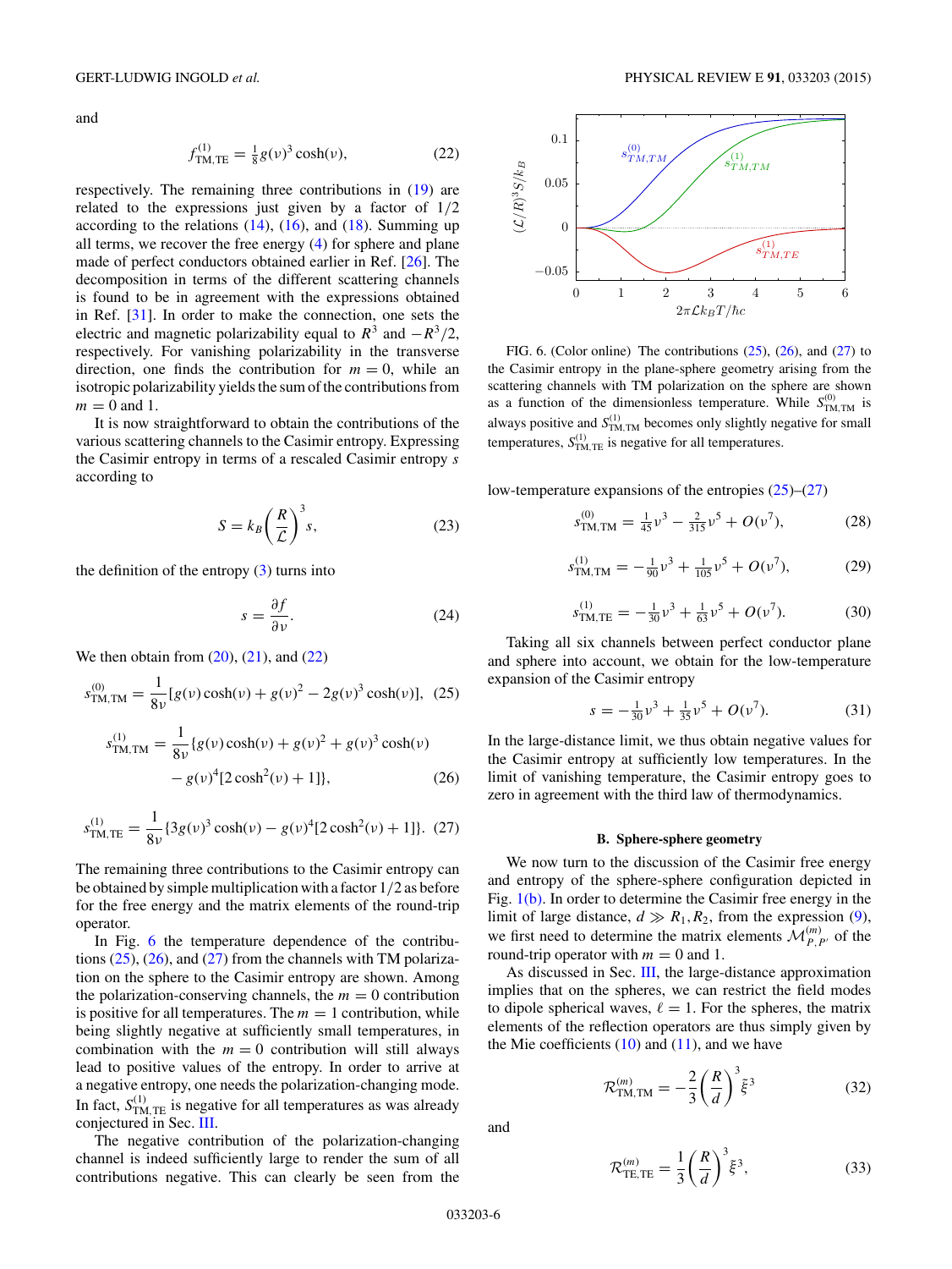and

$$f^{(1)}_{\rm TM,TE} = \tfrac{1}{8} g(\nu)^3 \cosh(\nu), \tag{22}$$

respectively. The remaining three contributions in (19) are related to the expressions just given by a factor of 1/2 according to the relations (14), (16), and (18). Summing up all terms, we recover the free energy (4) for sphere and plane made of perfect conductors obtained earlier in Ref. [26]. The decomposition in terms of the different scattering channels is found to be in agreement with the expressions obtained in Ref. [31]. In order to make the connection, one sets the electric and magnetic polarizability equal to $R^3$ and $-R^3/2$, respectively. For vanishing polarizability in the transverse direction, one finds the contribution for $m=0$, while an isotropic polarizability yields the sum of the contributions from $m=0$ and 1.

It is now straightforward to obtain the contributions of the various scattering channels to the Casimir entropy. Expressing the Casimir entropy in terms of a rescaled Casimir entropy $s$ according to

$$S = k_B \left(\frac{R}{\mathcal{L}}\right)^3 s, \tag{23}$$

the definition of the entropy (3) turns into

$$s = \frac{\partial f}{\partial \nu}. \tag{24}$$

We then obtain from (20), (21), and (22)

$$s^{(0)}_{\rm TM,TM} = \frac{1}{8\nu}[g(\nu)\cosh(\nu) + g(\nu)^2 - 2g(\nu)^3\cosh(\nu)], \tag{25}$$

$$s^{(1)}_{\rm TM,TM} = \frac{1}{8\nu}\{g(\nu)\cosh(\nu) + g(\nu)^2 + g(\nu)^3\cosh(\nu) - g(\nu)^4[2\cosh^2(\nu)+1]\}, \tag{26}$$

$$s^{(1)}_{\rm TM,TE} = \frac{1}{8\nu}\{3g(\nu)^3\cosh(\nu) - g(\nu)^4[2\cosh^2(\nu)+1]\}. \tag{27}$$

The remaining three contributions to the Casimir entropy can be obtained by simple multiplication with a factor 1/2 as before for the free energy and the matrix elements of the round-trip operator.

In Fig. 6 the temperature dependence of the contributions (25), (26), and (27) from the channels with TM polarization on the sphere to the Casimir entropy are shown. Among the polarization-conserving channels, the $m=0$ contribution is positive for all temperatures. The $m=1$ contribution, while being slightly negative at sufficiently small temperatures, in combination with the $m=0$ contribution will still always lead to positive values of the entropy. In order to arrive at a negative entropy, one needs the polarization-changing mode. In fact, $S^{(1)}_{\rm TM,TE}$ is negative for all temperatures as was already conjectured in Sec. III.

The negative contribution of the polarization-changing channel is indeed sufficiently large to render the sum of all contributions negative. This can clearly be seen from the

FIG. 6. (Color online) The contributions (25), (26), and (27) to the Casimir entropy in the plane-sphere geometry arising from the scattering channels with TM polarization on the sphere are shown as a function of the dimensionless temperature. While $S^{(0)}_{\rm TM,TM}$ is always positive and $S^{(1)}_{\rm TM,TM}$ becomes only slightly negative for small temperatures, $S^{(1)}_{\rm TM,TE}$ is negative for all temperatures.

low-temperature expansions of the entropies (25)–(27)

$$s^{(0)}_{\rm TM,TM} = \tfrac{1}{45}\nu^3 - \tfrac{2}{315}\nu^5 + O(\nu^7), \tag{28}$$

$$s^{(1)}_{\rm TM,TM} = -\tfrac{1}{90}\nu^3 + \tfrac{1}{105}\nu^5 + O(\nu^7), \tag{29}$$

$$s^{(1)}_{\rm TM,TE} = -\tfrac{1}{30}\nu^3 + \tfrac{1}{63}\nu^5 + O(\nu^7). \tag{30}$$

Taking all six channels between perfect conductor plane and sphere into account, we obtain for the low-temperature expansion of the Casimir entropy

$$s = -\tfrac{1}{30}\nu^3 + \tfrac{1}{35}\nu^5 + O(\nu^7). \tag{31}$$

In the large-distance limit, we thus obtain negative values for the Casimir entropy at sufficiently low temperatures. In the limit of vanishing temperature, the Casimir entropy goes to zero in agreement with the third law of thermodynamics.

### B. Sphere-sphere geometry

We now turn to the discussion of the Casimir free energy and entropy of the sphere-sphere configuration depicted in Fig. 1(b). In order to determine the Casimir free energy in the limit of large distance, $d \gg R_1, R_2$, from the expression (9), we first need to determine the matrix elements $\mathcal{M}^{(m)}_{P,P'}$ of the round-trip operator with $m=0$ and 1.

As discussed in Sec. III, the large-distance approximation implies that on the spheres, we can restrict the field modes to dipole spherical waves, $\ell = 1$. For the spheres, the matrix elements of the reflection operators are thus simply given by the Mie coefficients (10) and (11), and we have

$$\mathcal{R}^{(m)}_{\rm TM,TM} = -\frac{2}{3}\left(\frac{R}{d}\right)^3 \xi^3 \tag{32}$$

and

$$\mathcal{R}^{(m)}_{\rm TE,TE} = \frac{1}{3}\left(\frac{R}{d}\right)^3 \xi^3, \tag{33}$$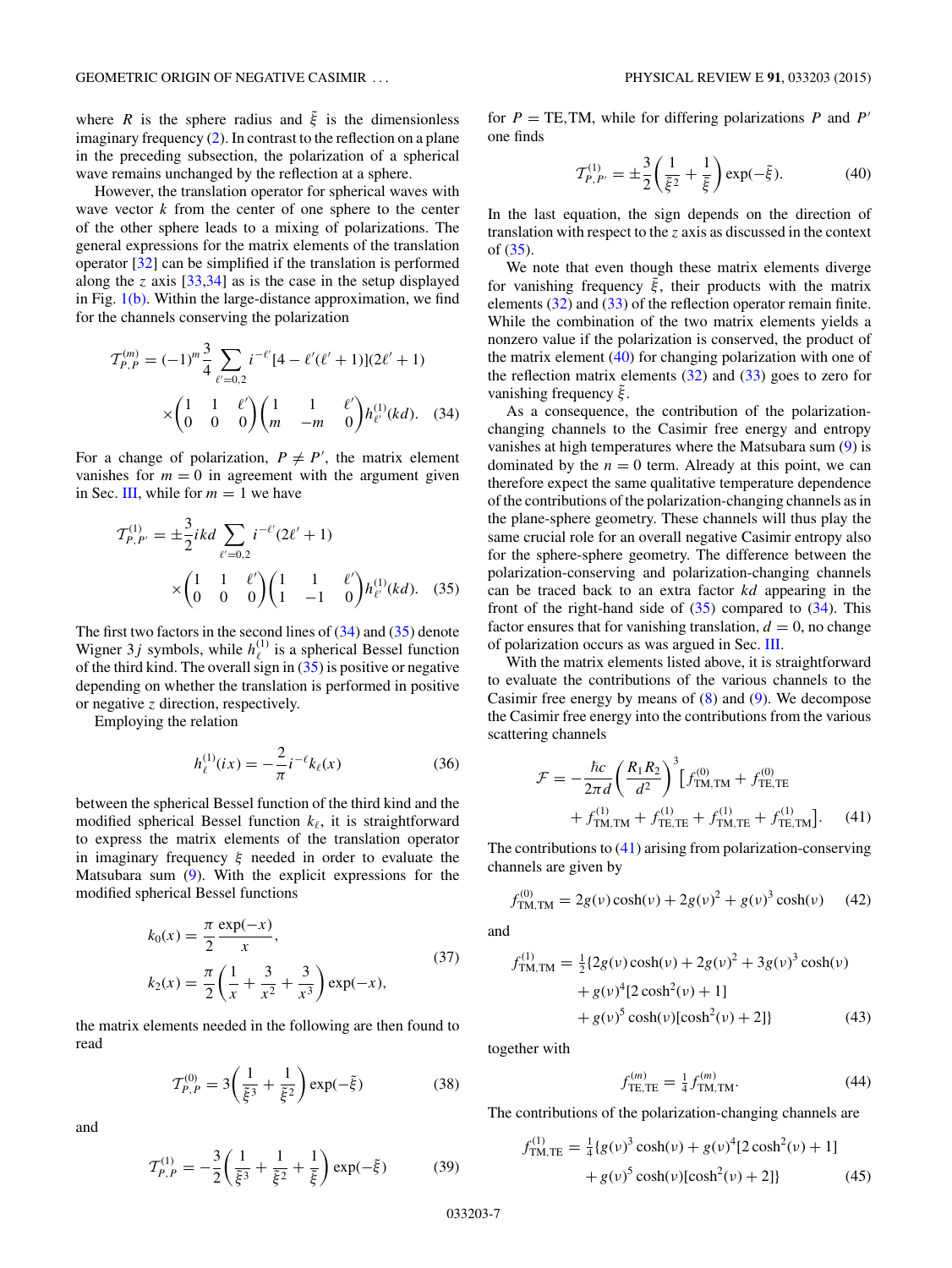where $R$ is the sphere radius and $\tilde{\xi}$ is the dimensionless imaginary frequency (2). In contrast to the reflection on a plane in the preceding subsection, the polarization of a spherical wave remains unchanged by the reflection at a sphere.

However, the translation operator for spherical waves with wave vector $k$ from the center of one sphere to the center of the other sphere leads to a mixing of polarizations. The general expressions for the matrix elements of the translation operator [32] can be simplified if the translation is performed along the $z$ axis [33,34] as is the case in the setup displayed in Fig. 1(b). Within the large-distance approximation, we find for the channels conserving the polarization

$$\mathcal{T}_{P,P}^{(m)} = (-1)^m \frac{3}{4} \sum_{\ell'=0,2} i^{-\ell'}[4-\ell'(\ell'+1)](2\ell'+1) \times \begin{pmatrix} 1 & 1 & \ell' \\ 0 & 0 & 0 \end{pmatrix} \begin{pmatrix} 1 & 1 & \ell' \\ m & -m & 0 \end{pmatrix} h_{\ell'}^{(1)}(kd). \quad (34)$$

For a change of polarization, $P \neq P'$, the matrix element vanishes for $m=0$ in agreement with the argument given in Sec. III, while for $m=1$ we have

$$\mathcal{T}_{P,P'}^{(1)} = \pm\frac{3}{2} ikd \sum_{\ell'=0,2} i^{-\ell'}(2\ell'+1) \times \begin{pmatrix} 1 & 1 & \ell' \\ 0 & 0 & 0 \end{pmatrix} \begin{pmatrix} 1 & 1 & \ell' \\ 1 & -1 & 0 \end{pmatrix} h_{\ell'}^{(1)}(kd). \quad (35)$$

The first two factors in the second lines of (34) and (35) denote Wigner $3j$ symbols, while $h_\ell^{(1)}$ is a spherical Bessel function of the third kind. The overall sign in (35) is positive or negative depending on whether the translation is performed in positive or negative $z$ direction, respectively.

Employing the relation

$$h_\ell^{(1)}(ix) = -\frac{2}{\pi} i^{-\ell} k_\ell(x) \quad (36)$$

between the spherical Bessel function of the third kind and the modified spherical Bessel function $k_\ell$, it is straightforward to express the matrix elements of the translation operator in imaginary frequency $\xi$ needed in order to evaluate the Matsubara sum (9). With the explicit expressions for the modified spherical Bessel functions

$$\begin{aligned} k_0(x) &= \frac{\pi}{2}\frac{\exp(-x)}{x}, \\ k_2(x) &= \frac{\pi}{2}\left(\frac{1}{x}+\frac{3}{x^2}+\frac{3}{x^3}\right)\exp(-x), \end{aligned} \quad (37)$$

the matrix elements needed in the following are then found to read

$$\mathcal{T}_{P,P}^{(0)} = 3\left(\frac{1}{\tilde{\xi}^3}+\frac{1}{\tilde{\xi}^2}\right)\exp(-\tilde{\xi}) \quad (38)$$

and

$$\mathcal{T}_{P,P}^{(1)} = -\frac{3}{2}\left(\frac{1}{\tilde{\xi}^3}+\frac{1}{\tilde{\xi}^2}+\frac{1}{\tilde{\xi}}\right)\exp(-\tilde{\xi}) \quad (39)$$

for $P=\text{TE},\text{TM}$, while for differing polarizations $P$ and $P'$ one finds

$$\mathcal{T}_{P,P'}^{(1)} = \pm\frac{3}{2}\left(\frac{1}{\tilde{\xi}^2}+\frac{1}{\tilde{\xi}}\right)\exp(-\tilde{\xi}). \quad (40)$$

In the last equation, the sign depends on the direction of translation with respect to the $z$ axis as discussed in the context of (35).

We note that even though these matrix elements diverge for vanishing frequency $\tilde{\xi}$, their products with the matrix elements (32) and (33) of the reflection operator remain finite. While the combination of the two matrix elements yields a nonzero value if the polarization is conserved, the product of the matrix element (40) for changing polarization with one of the reflection matrix elements (32) and (33) goes to zero for vanishing frequency $\tilde{\xi}$.

As a consequence, the contribution of the polarization-changing channels to the Casimir free energy and entropy vanishes at high temperatures where the Matsubara sum (9) is dominated by the $n=0$ term. Already at this point, we can therefore expect the same qualitative temperature dependence of the contributions of the polarization-changing channels as in the plane-sphere geometry. These channels will thus play the same crucial role for an overall negative Casimir entropy also for the sphere-sphere geometry. The difference between the polarization-conserving and polarization-changing channels can be traced back to an extra factor $kd$ appearing in the front of the right-hand side of (35) compared to (34). This factor ensures that for vanishing translation, $d=0$, no change of polarization occurs as was argued in Sec. III.

With the matrix elements listed above, it is straightforward to evaluate the contributions of the various channels to the Casimir free energy by means of (8) and (9). We decompose the Casimir free energy into the contributions from the various scattering channels

$$\mathcal{F} = -\frac{\hbar c}{2\pi d}\left(\frac{R_1 R_2}{d^2}\right)^3 \big[f_{\text{TM,TM}}^{(0)} + f_{\text{TE,TE}}^{(0)} + f_{\text{TM,TM}}^{(1)} + f_{\text{TE,TE}}^{(1)} + f_{\text{TM,TE}}^{(1)} + f_{\text{TE,TM}}^{(1)}\big]. \quad (41)$$

The contributions to (41) arising from polarization-conserving channels are given by

$$f_{\text{TM,TM}}^{(0)} = 2g(\nu)\cosh(\nu) + 2g(\nu)^2 + g(\nu)^3\cosh(\nu) \quad (42)$$

and

$$\begin{aligned} f_{\text{TM,TM}}^{(1)} = \tfrac{1}{2}\{&2g(\nu)\cosh(\nu) + 2g(\nu)^2 + 3g(\nu)^3\cosh(\nu) \\ &+ g(\nu)^4[2\cosh^2(\nu)+1] \\ &+ g(\nu)^5\cosh(\nu)[\cosh^2(\nu)+2]\} \end{aligned} \quad (43)$$

together with

$$f_{\text{TE,TE}}^{(m)} = \tfrac{1}{4} f_{\text{TM,TM}}^{(m)}. \quad (44)$$

The contributions of the polarization-changing channels are

$$\begin{aligned} f_{\text{TM,TE}}^{(1)} = \tfrac{1}{4}\{&g(\nu)^3\cosh(\nu) + g(\nu)^4[2\cosh^2(\nu)+1] \\ &+ g(\nu)^5\cosh(\nu)[\cosh^2(\nu)+2]\} \end{aligned} \quad (45)$$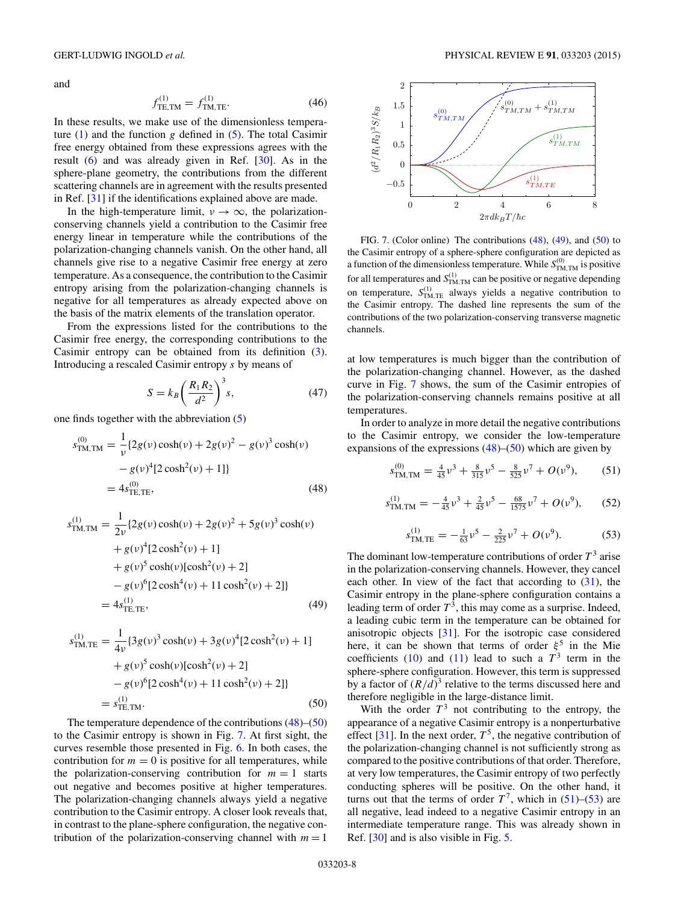and

$$f^{(1)}_{\mathrm{TE,TM}} = f^{(1)}_{\mathrm{TM,TE}}. \tag{46}$$

In these results, we make use of the dimensionless temperature (1) and the function $g$ defined in (5). The total Casimir free energy obtained from these expressions agrees with the result (6) and was already given in Ref. [30]. As in the sphere-plane geometry, the contributions from the different scattering channels are in agreement with the results presented in Ref. [31] if the identifications explained above are made.

In the high-temperature limit, $\nu \to \infty$, the polarization-conserving channels yield a contribution to the Casimir free energy linear in temperature while the contributions of the polarization-changing channels vanish. On the other hand, all channels give rise to a negative Casimir free energy at zero temperature. As a consequence, the contribution to the Casimir entropy arising from the polarization-changing channels is negative for all temperatures as already expected above on the basis of the matrix elements of the translation operator.

From the expressions listed for the contributions to the Casimir free energy, the corresponding contributions to the Casimir entropy can be obtained from its definition (3). Introducing a rescaled Casimir entropy $s$ by means of

$$S = k_B \left(\frac{R_1 R_2}{d^2}\right)^3 s, \tag{47}$$

one finds together with the abbreviation (5)

$$\begin{aligned} s^{(0)}_{\mathrm{TM,TM}} &= \frac{1}{\nu}\{2g(\nu)\cosh(\nu) + 2g(\nu)^2 - g(\nu)^3\cosh(\nu) \\ &\quad - g(\nu)^4[2\cosh^2(\nu)+1]\} \\ &= 4s^{(0)}_{\mathrm{TE,TE}}, \end{aligned} \tag{48}$$

$$\begin{aligned} s^{(1)}_{\mathrm{TM,TM}} &= \frac{1}{2\nu}\{2g(\nu)\cosh(\nu) + 2g(\nu)^2 + 5g(\nu)^3\cosh(\nu) \\ &\quad + g(\nu)^4[2\cosh^2(\nu)+1] \\ &\quad + g(\nu)^5\cosh(\nu)[\cosh^2(\nu)+2] \\ &\quad - g(\nu)^6[2\cosh^4(\nu)+11\cosh^2(\nu)+2]\} \\ &= 4s^{(1)}_{\mathrm{TE,TE}}, \end{aligned} \tag{49}$$

$$\begin{aligned} s^{(1)}_{\mathrm{TM,TE}} &= \frac{1}{4\nu}\{3g(\nu)^3\cosh(\nu) + 3g(\nu)^4[2\cosh^2(\nu)+1] \\ &\quad + g(\nu)^5\cosh(\nu)[\cosh^2(\nu)+2] \\ &\quad - g(\nu)^6[2\cosh^4(\nu)+11\cosh^2(\nu)+2]\} \\ &= s^{(1)}_{\mathrm{TE,TM}}. \end{aligned} \tag{50}$$

The temperature dependence of the contributions (48)–(50) to the Casimir entropy is shown in Fig. 7. At first sight, the curves resemble those presented in Fig. 6. In both cases, the contribution for $m=0$ is positive for all temperatures, while the polarization-conserving contribution for $m=1$ starts out negative and becomes positive at higher temperatures. The polarization-changing channels always yield a negative contribution to the Casimir entropy. A closer look reveals that, in contrast to the plane-sphere configuration, the negative contribution of the polarization-conserving channel with $m=1$ at low temperatures is much bigger than the contribution of the polarization-changing channel. However, as the dashed curve in Fig. 7 shows, the sum of the Casimir entropies of the polarization-conserving channels remains positive at all temperatures.

FIG. 7. (Color online) The contributions (48), (49), and (50) to the Casimir entropy of a sphere-sphere configuration are depicted as a function of the dimensionless temperature. While $S^{(0)}_{\mathrm{TM,TM}}$ is positive for all temperatures and $S^{(1)}_{\mathrm{TM,TM}}$ can be positive or negative depending on temperature, $S^{(1)}_{\mathrm{TM,TE}}$ always yields a negative contribution to the Casimir entropy. The dashed line represents the sum of the contributions of the two polarization-conserving transverse magnetic channels.

In order to analyze in more detail the negative contributions to the Casimir entropy, we consider the low-temperature expansions of the expressions (48)–(50) which are given by

$$s^{(0)}_{\mathrm{TM,TM}} = \tfrac{4}{45}\nu^3 + \tfrac{8}{315}\nu^5 - \tfrac{8}{525}\nu^7 + O(\nu^9), \tag{51}$$

$$s^{(1)}_{\mathrm{TM,TM}} = -\tfrac{4}{45}\nu^3 + \tfrac{2}{45}\nu^5 - \tfrac{68}{1575}\nu^7 + O(\nu^9), \tag{52}$$

$$s^{(1)}_{\mathrm{TM,TE}} = -\tfrac{1}{63}\nu^5 - \tfrac{2}{225}\nu^7 + O(\nu^9). \tag{53}$$

The dominant low-temperature contributions of order $T^3$ arise in the polarization-conserving channels. However, they cancel each other. In view of the fact that according to (31), the Casimir entropy in the plane-sphere configuration contains a leading term of order $T^3$, this may come as a surprise. Indeed, a leading cubic term in the temperature can be obtained for anisotropic objects [31]. For the isotropic case considered here, it can be shown that terms of order $\xi^5$ in the Mie coefficients (10) and (11) lead to such a $T^3$ term in the sphere-sphere configuration. However, this term is suppressed by a factor of $(R/d)^3$ relative to the terms discussed here and therefore negligible in the large-distance limit.

With the order $T^3$ not contributing to the entropy, the appearance of a negative Casimir entropy is a nonperturbative effect [31]. In the next order, $T^5$, the negative contribution of the polarization-changing channel is not sufficiently strong as compared to the positive contributions of that order. Therefore, at very low temperatures, the Casimir entropy of two perfectly conducting spheres will be positive. On the other hand, it turns out that the terms of order $T^7$, which in (51)–(53) are all negative, lead indeed to a negative Casimir entropy in an intermediate temperature range. This was already shown in Ref. [30] and is also visible in Fig. 5.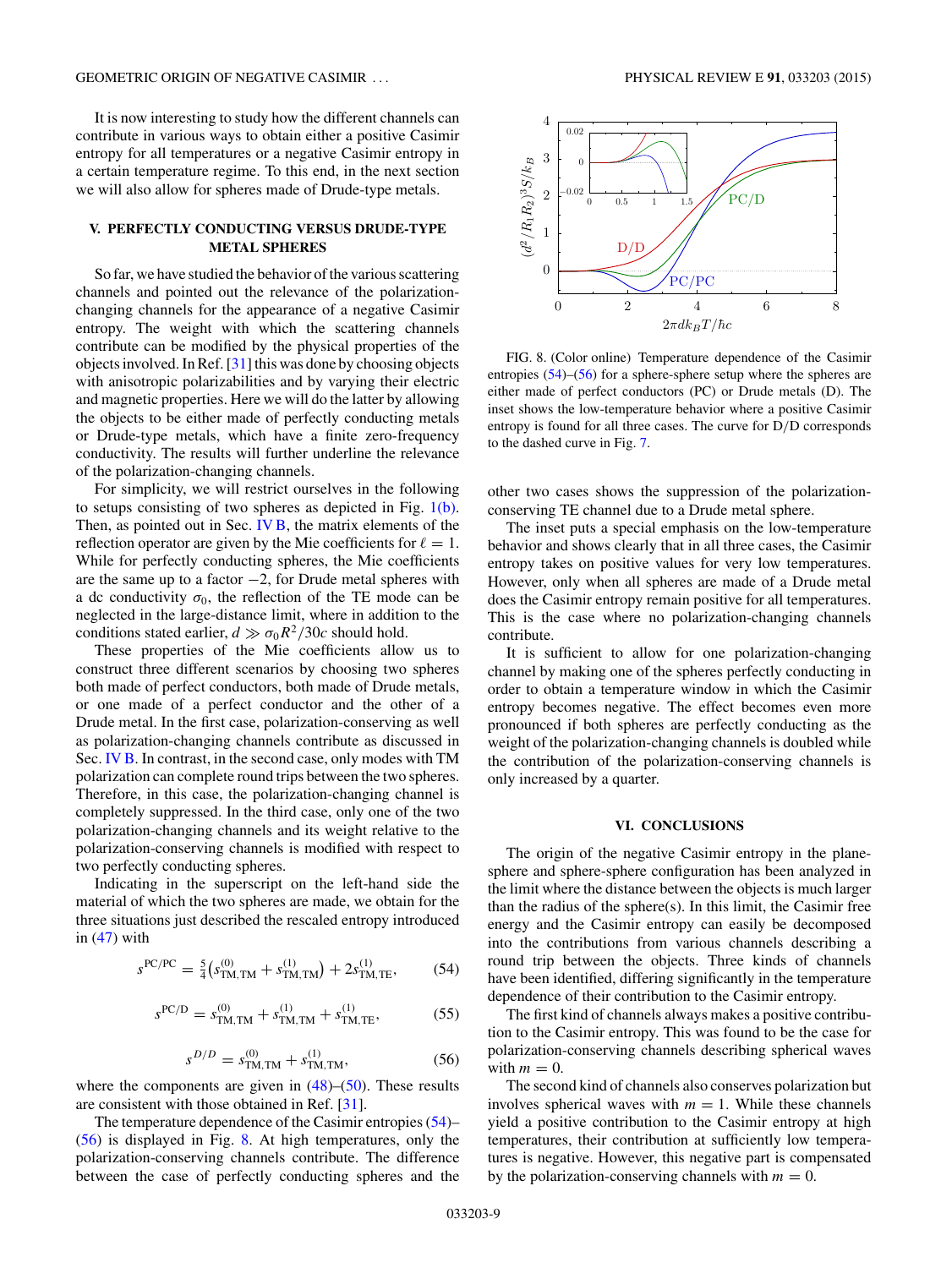It is now interesting to study how the different channels can contribute in various ways to obtain either a positive Casimir entropy for all temperatures or a negative Casimir entropy in a certain temperature regime. To this end, in the next section we will also allow for spheres made of Drude-type metals.

## V. PERFECTLY CONDUCTING VERSUS DRUDE-TYPE METAL SPHERES

So far, we have studied the behavior of the various scattering channels and pointed out the relevance of the polarization-changing channels for the appearance of a negative Casimir entropy. The weight with which the scattering channels contribute can be modified by the physical properties of the objects involved. In Ref. [31] this was done by choosing objects with anisotropic polarizabilities and by varying their electric and magnetic properties. Here we will do the latter by allowing the objects to be either made of perfectly conducting metals or Drude-type metals, which have a finite zero-frequency conductivity. The results will further underline the relevance of the polarization-changing channels.

For simplicity, we will restrict ourselves in the following to setups consisting of two spheres as depicted in Fig. 1(b). Then, as pointed out in Sec. IV B, the matrix elements of the reflection operator are given by the Mie coefficients for $\ell = 1$. While for perfectly conducting spheres, the Mie coefficients are the same up to a factor $-2$, for Drude metal spheres with a dc conductivity $\sigma_0$, the reflection of the TE mode can be neglected in the large-distance limit, where in addition to the conditions stated earlier, $d \gg \sigma_0 R^2/30c$ should hold.

These properties of the Mie coefficients allow us to construct three different scenarios by choosing two spheres both made of perfect conductors, both made of Drude metals, or one made of a perfect conductor and the other of a Drude metal. In the first case, polarization-conserving as well as polarization-changing channels contribute as discussed in Sec. IV B. In contrast, in the second case, only modes with TM polarization can complete round trips between the two spheres. Therefore, in this case, the polarization-changing channel is completely suppressed. In the third case, only one of the two polarization-changing channels and its weight relative to the polarization-conserving channels is modified with respect to two perfectly conducting spheres.

Indicating in the superscript on the left-hand side the material of which the two spheres are made, we obtain for the three situations just described the rescaled entropy introduced in (47) with

$$s^{\mathrm{PC/PC}} = \frac{5}{4}\left(s^{(0)}_{\mathrm{TM,TM}} + s^{(1)}_{\mathrm{TM,TM}}\right) + 2s^{(1)}_{\mathrm{TM,TE}}, \tag{54}$$

$$s^{\mathrm{PC/D}} = s^{(0)}_{\mathrm{TM,TM}} + s^{(1)}_{\mathrm{TM,TM}} + s^{(1)}_{\mathrm{TM,TE}}, \tag{55}$$

$$s^{D/D} = s^{(0)}_{\mathrm{TM,TM}} + s^{(1)}_{\mathrm{TM,TM}}, \tag{56}$$

where the components are given in (48)–(50). These results are consistent with those obtained in Ref. [31].

The temperature dependence of the Casimir entropies (54)–(56) is displayed in Fig. 8. At high temperatures, only the polarization-conserving channels contribute. The difference between the case of perfectly conducting spheres and the other two cases shows the suppression of the polarization-conserving TE channel due to a Drude metal sphere.

FIG. 8. (Color online) Temperature dependence of the Casimir entropies (54)–(56) for a sphere-sphere setup where the spheres are either made of perfect conductors (PC) or Drude metals (D). The inset shows the low-temperature behavior where a positive Casimir entropy is found for all three cases. The curve for D/D corresponds to the dashed curve in Fig. 7.

The inset puts a special emphasis on the low-temperature behavior and shows clearly that in all three cases, the Casimir entropy takes on positive values for very low temperatures. However, only when all spheres are made of a Drude metal does the Casimir entropy remain positive for all temperatures. This is the case where no polarization-changing channels contribute.

It is sufficient to allow for one polarization-changing channel by making one of the spheres perfectly conducting in order to obtain a temperature window in which the Casimir entropy becomes negative. The effect becomes even more pronounced if both spheres are perfectly conducting as the weight of the polarization-changing channels is doubled while the contribution of the polarization-conserving channels is only increased by a quarter.

## VI. CONCLUSIONS

The origin of the negative Casimir entropy in the plane-sphere and sphere-sphere configuration has been analyzed in the limit where the distance between the objects is much larger than the radius of the sphere(s). In this limit, the Casimir free energy and the Casimir entropy can easily be decomposed into the contributions from various channels describing a round trip between the objects. Three kinds of channels have been identified, differing significantly in the temperature dependence of their contribution to the Casimir entropy.

The first kind of channels always makes a positive contribution to the Casimir entropy. This was found to be the case for polarization-conserving channels describing spherical waves with $m = 0$.

The second kind of channels also conserves polarization but involves spherical waves with $m = 1$. While these channels yield a positive contribution to the Casimir entropy at high temperatures, their contribution at sufficiently low temperatures is negative. However, this negative part is compensated by the polarization-conserving channels with $m = 0$.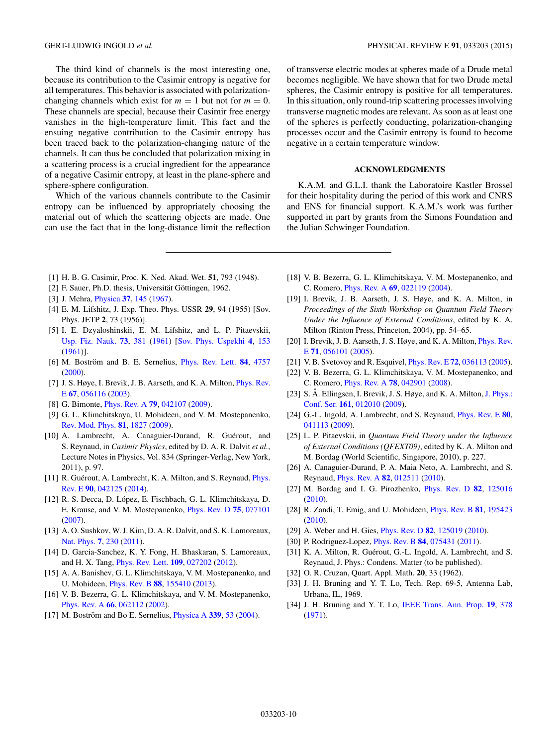The third kind of channels is the most interesting one, because its contribution to the Casimir entropy is negative for all temperatures. This behavior is associated with polarization-changing channels which exist for $m = 1$ but not for $m = 0$. These channels are special, because their Casimir free energy vanishes in the high-temperature limit. This fact and the ensuing negative contribution to the Casimir entropy has been traced back to the polarization-changing nature of the channels. It can thus be concluded that polarization mixing in a scattering process is a crucial ingredient for the appearance of a negative Casimir entropy, at least in the plane-sphere and sphere-sphere configuration.

Which of the various channels contribute to the Casimir entropy can be influenced by appropriately choosing the material out of which the scattering objects are made. One can use the fact that in the long-distance limit the reflection of transverse electric modes at spheres made of a Drude metal becomes negligible. We have shown that for two Drude metal spheres, the Casimir entropy is positive for all temperatures. In this situation, only round-trip scattering processes involving transverse magnetic modes are relevant. As soon as at least one of the spheres is perfectly conducting, polarization-changing processes occur and the Casimir entropy is found to become negative in a certain temperature window.

## ACKNOWLEDGMENTS

K.A.M. and G.L.I. thank the Laboratoire Kastler Brossel for their hospitality during the period of this work and CNRS and ENS for financial support. K.A.M.'s work was further supported in part by grants from the Simons Foundation and the Julian Schwinger Foundation.

---

[1] H. B. G. Casimir, Proc. K. Ned. Akad. Wet. **51**, 793 (1948).

[2] F. Sauer, Ph.D. thesis, Universität Göttingen, 1962.

[3] J. Mehra, Physica **37**, 145 (1967).

[4] E. M. Lifshitz, J. Exp. Theo. Phys. USSR **29**, 94 (1955) [Sov. Phys. JETP **2**, 73 (1956)].

[5] I. E. Dzyaloshinskii, E. M. Lifshitz, and L. P. Pitaevskii, Usp. Fiz. Nauk. **73**, 381 (1961) [Sov. Phys. Uspekhi **4**, 153 (1961)].

[6] M. Boström and B. E. Sernelius, Phys. Rev. Lett. **84**, 4757 (2000).

[7] J. S. Høye, I. Brevik, J. B. Aarseth, and K. A. Milton, Phys. Rev. E **67**, 056116 (2003).

[8] G. Bimonte, Phys. Rev. A **79**, 042107 (2009).

[9] G. L. Klimchitskaya, U. Mohideen, and V. M. Mostepanenko, Rev. Mod. Phys. **81**, 1827 (2009).

[10] A. Lambrecht, A. Canaguier-Durand, R. Guérout, and S. Reynaud, in *Casimir Physics*, edited by D. A. R. Dalvit *et al.*, Lecture Notes in Physics, Vol. 834 (Springer-Verlag, New York, 2011), p. 97.

[11] R. Guérout, A. Lambrecht, K. A. Milton, and S. Reynaud, Phys. Rev. E **90**, 042125 (2014).

[12] R. S. Decca, D. López, E. Fischbach, G. L. Klimchitskaya, D. E. Krause, and V. M. Mostepanenko, Phys. Rev. D **75**, 077101 (2007).

[13] A. O. Sushkov, W. J. Kim, D. A. R. Dalvit, and S. K. Lamoreaux, Nat. Phys. **7**, 230 (2011).

[14] D. Garcia-Sanchez, K. Y. Fong, H. Bhaskaran, S. Lamoreaux, and H. X. Tang, Phys. Rev. Lett. **109**, 027202 (2012).

[15] A. A. Banishev, G. L. Klimchitskaya, V. M. Mostepanenko, and U. Mohideen, Phys. Rev. B **88**, 155410 (2013).

[16] V. B. Bezerra, G. L. Klimchitskaya, and V. M. Mostepanenko, Phys. Rev. A **66**, 062112 (2002).

[17] M. Boström and Bo E. Sernelius, Physica A **339**, 53 (2004).

[18] V. B. Bezerra, G. L. Klimchitskaya, V. M. Mostepanenko, and C. Romero, Phys. Rev. A **69**, 022119 (2004).

[19] I. Brevik, J. B. Aarseth, J. S. Høye, and K. A. Milton, in *Proceedings of the Sixth Workshop on Quantum Field Theory Under the Influence of External Conditions*, edited by K. A. Milton (Rinton Press, Princeton, 2004), pp. 54–65.

[20] I. Brevik, J. B. Aarseth, J. S. Høye, and K. A. Milton, Phys. Rev. E **71**, 056101 (2005).

[21] V. B. Svetovoy and R. Esquivel, Phys. Rev. E **72**, 036113 (2005).

[22] V. B. Bezerra, G. L. Klimchitskaya, V. M. Mostepanenko, and C. Romero, Phys. Rev. A **78**, 042901 (2008).

[23] S. Å. Ellingsen, I. Brevik, J. S. Høye, and K. A. Milton, J. Phys.: Conf. Ser. **161**, 012010 (2009).

[24] G.-L. Ingold, A. Lambrecht, and S. Reynaud, Phys. Rev. E **80**, 041113 (2009).

[25] L. P. Pitaevskii, in *Quantum Field Theory under the Influence of External Conditions (QFEXT09)*, edited by K. A. Milton and M. Bordag (World Scientific, Singapore, 2010), p. 227.

[26] A. Canaguier-Durand, P. A. Maia Neto, A. Lambrecht, and S. Reynaud, Phys. Rev. A **82**, 012511 (2010).

[27] M. Bordag and I. G. Pirozhenko, Phys. Rev. D **82**, 125016 (2010).

[28] R. Zandi, T. Emig, and U. Mohideen, Phys. Rev. B **81**, 195423 (2010).

[29] A. Weber and H. Gies, Phys. Rev. D **82**, 125019 (2010).

[30] P. Rodriguez-Lopez, Phys. Rev. B **84**, 075431 (2011).

[31] K. A. Milton, R. Guérout, G.-L. Ingold, A. Lambrecht, and S. Reynaud, J. Phys.: Condens. Matter (to be published).

[32] O. R. Cruzan, Quart. Appl. Math. **20**, 33 (1962).

[33] J. H. Bruning and Y. T. Lo, Tech. Rep. 69-5, Antenna Lab, Urbana, IL, 1969.

[34] J. H. Bruning and Y. T. Lo, IEEE Trans. Ann. Prop. **19**, 378 (1971).